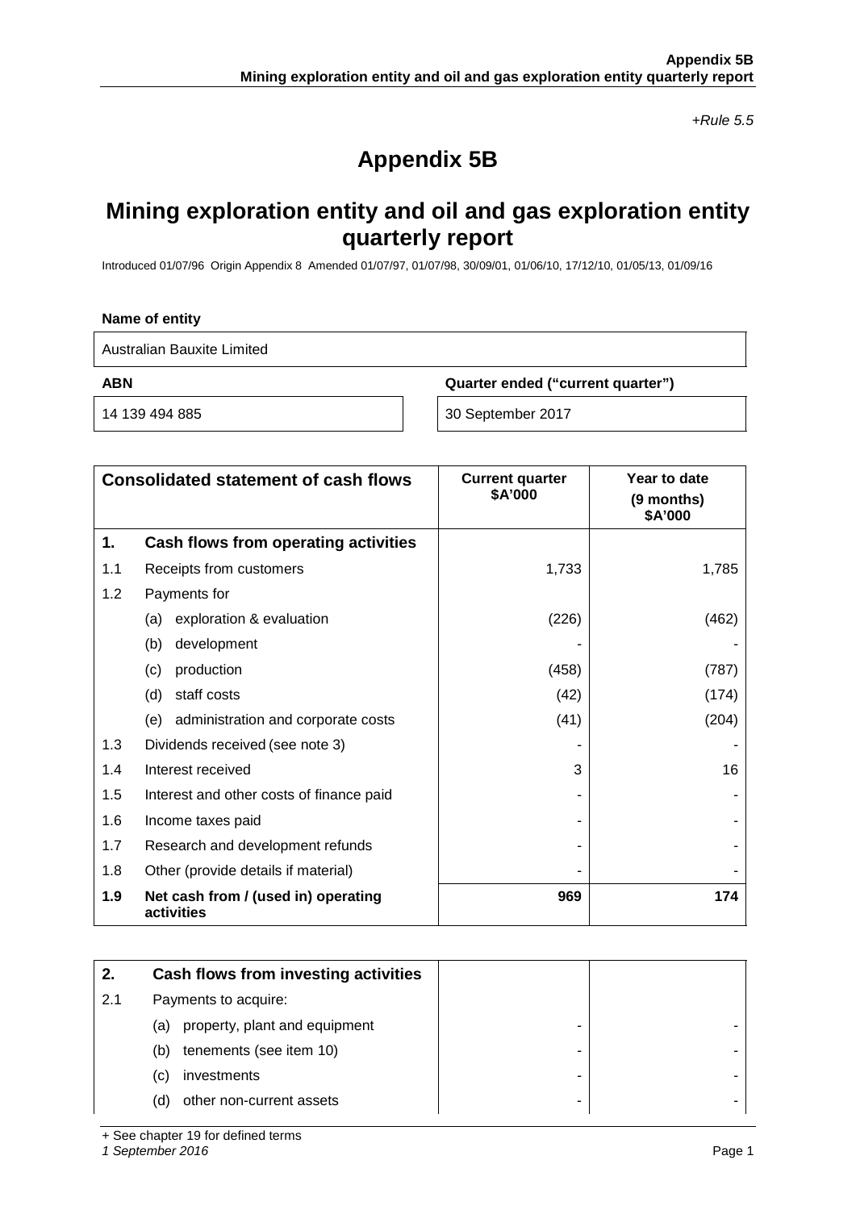*+Rule 5.5*

# Appendix 5B

## Mining exploration entity and oil and gas exploration entity quarterly report

Introduced 01/07/96 Origin Appendix 8 Amended 01/07/97, 01/07/98, 30/09/01, 01/06/10, 17/12/10, 01/05/13, 01/09/16

**Name of entity**

Australian Bauxite Limited

| **ABN** | **Quarter ended ("current quarter")** |
|---|---|
| 14 139 494 885 | 30 September 2017 |

| | **Consolidated statement of cash flows** | **Current quarter $A'000** | **Year to date (9 months) $A'000** |
|---|---|---|---|
| **1.** | **Cash flows from operating activities** | | |
| 1.1 | Receipts from customers | 1,733 | 1,785 |
| 1.2 | Payments for | | |
| | (a) exploration & evaluation | (226) | (462) |
| | (b) development | - | - |
| | (c) production | (458) | (787) |
| | (d) staff costs | (42) | (174) |
| | (e) administration and corporate costs | (41) | (204) |
| 1.3 | Dividends received (see note 3) | - | - |
| 1.4 | Interest received | 3 | 16 |
| 1.5 | Interest and other costs of finance paid | - | - |
| 1.6 | Income taxes paid | - | - |
| 1.7 | Research and development refunds | - | - |
| 1.8 | Other (provide details if material) | - | - |
| **1.9** | **Net cash from / (used in) operating activities** | **969** | **174** |

| | | | |
|---|---|---|---|
| **2.** | **Cash flows from investing activities** | | |
| 2.1 | Payments to acquire: | | |
| | (a) property, plant and equipment | - | - |
| | (b) tenements (see item 10) | - | - |
| | (c) investments | - | - |
| | (d) other non-current assets | - | - |

+ See chapter 19 for defined terms

*1 September 2016*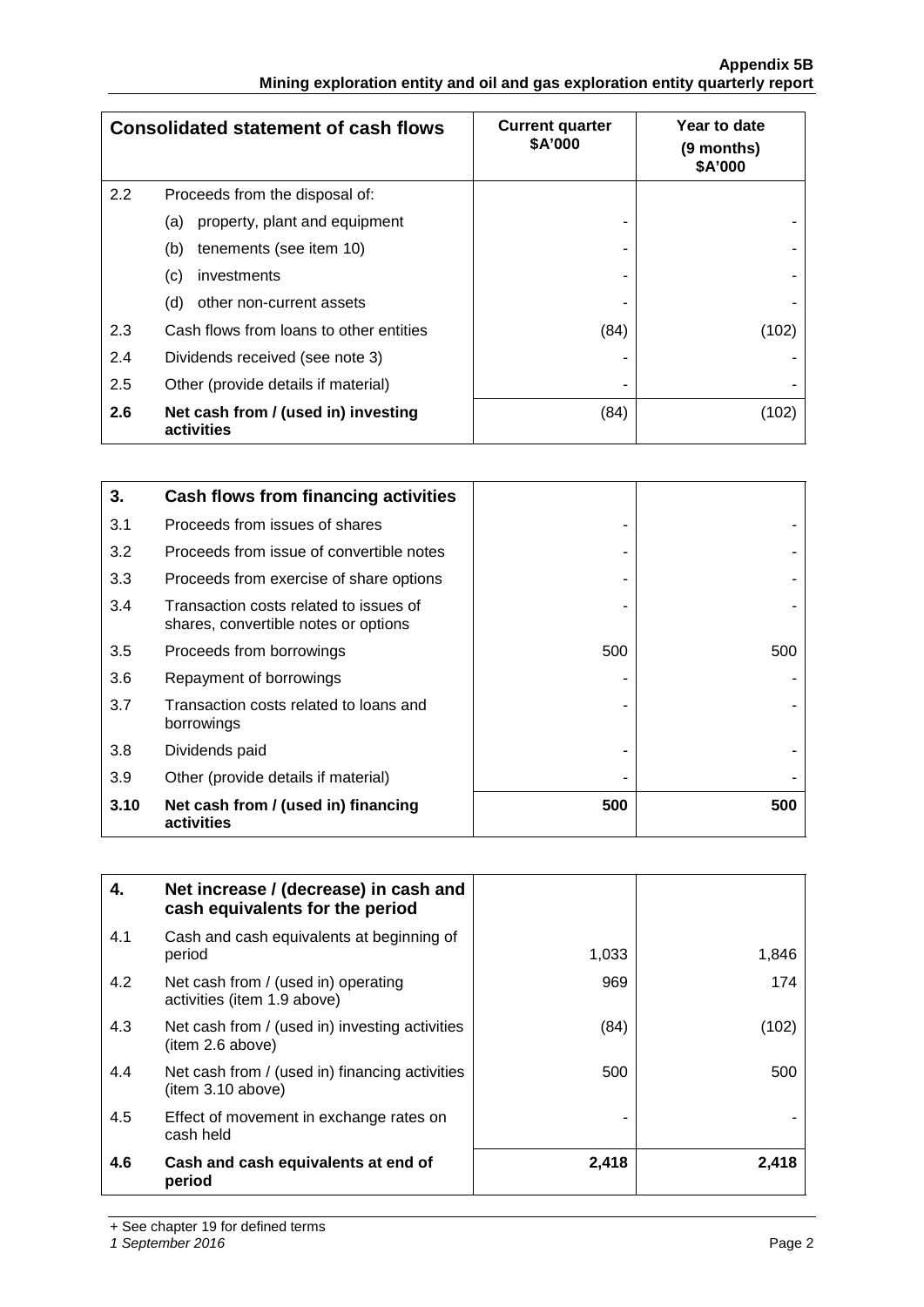| Consolidated statement of cash flows | | Current quarter $A'000 | Year to date (9 months) $A'000 |
|---|---|---|---|
| 2.2 | Proceeds from the disposal of: | | |
| | (a) property, plant and equipment | - | - |
| | (b) tenements (see item 10) | - | - |
| | (c) investments | - | - |
| | (d) other non-current assets | - | - |
| 2.3 | Cash flows from loans to other entities | (84) | (102) |
| 2.4 | Dividends received (see note 3) | - | - |
| 2.5 | Other (provide details if material) | - | - |
| **2.6** | **Net cash from / (used in) investing activities** | (84) | (102) |

| **3.** | **Cash flows from financing activities** | | |
|---|---|---|---|
| 3.1 | Proceeds from issues of shares | - | - |
| 3.2 | Proceeds from issue of convertible notes | - | - |
| 3.3 | Proceeds from exercise of share options | - | - |
| 3.4 | Transaction costs related to issues of shares, convertible notes or options | - | - |
| 3.5 | Proceeds from borrowings | 500 | 500 |
| 3.6 | Repayment of borrowings | - | - |
| 3.7 | Transaction costs related to loans and borrowings | - | - |
| 3.8 | Dividends paid | - | - |
| 3.9 | Other (provide details if material) | - | - |
| **3.10** | **Net cash from / (used in) financing activities** | **500** | **500** |

| **4.** | **Net increase / (decrease) in cash and cash equivalents for the period** | | |
|---|---|---|---|
| 4.1 | Cash and cash equivalents at beginning of period | 1,033 | 1,846 |
| 4.2 | Net cash from / (used in) operating activities (item 1.9 above) | 969 | 174 |
| 4.3 | Net cash from / (used in) investing activities (item 2.6 above) | (84) | (102) |
| 4.4 | Net cash from / (used in) financing activities (item 3.10 above) | 500 | 500 |
| 4.5 | Effect of movement in exchange rates on cash held | - | - |
| **4.6** | **Cash and cash equivalents at end of period** | **2,418** | **2,418** |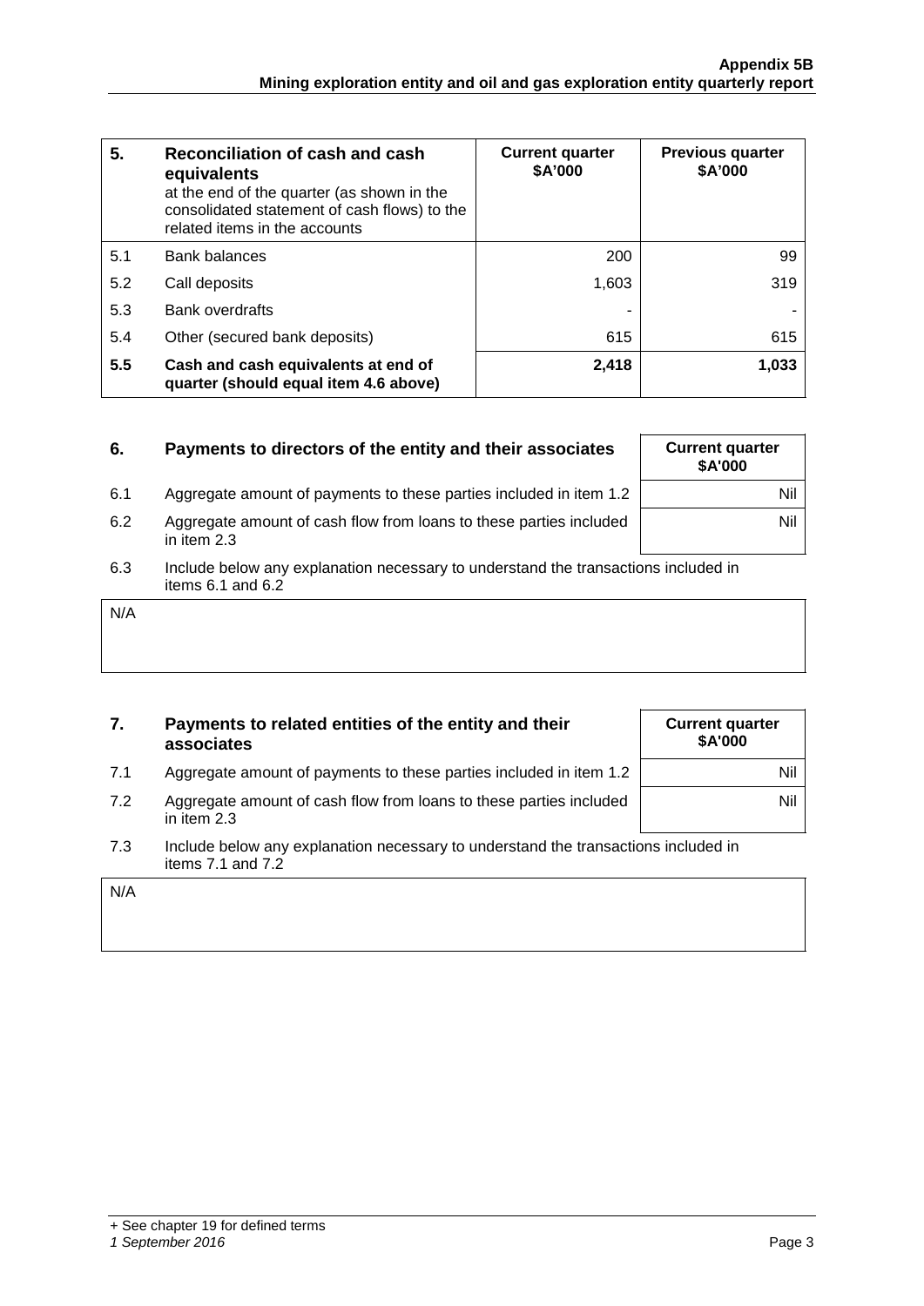| 5. | Reconciliation of cash and cash equivalents at the end of the quarter (as shown in the consolidated statement of cash flows) to the related items in the accounts | Current quarter $A'000 | Previous quarter $A'000 |
|---|---|---|---|
| 5.1 | Bank balances | 200 | 99 |
| 5.2 | Call deposits | 1,603 | 319 |
| 5.3 | Bank overdrafts | - | - |
| 5.4 | Other (secured bank deposits) | 615 | 615 |
| **5.5** | **Cash and cash equivalents at end of quarter (should equal item 4.6 above)** | **2,418** | **1,033** |

| 6. | Payments to directors of the entity and their associates | Current quarter $A'000 |
|---|---|---|
| 6.1 | Aggregate amount of payments to these parties included in item 1.2 | Nil |
| 6.2 | Aggregate amount of cash flow from loans to these parties included in item 2.3 | Nil |

6.3 Include below any explanation necessary to understand the transactions included in items 6.1 and 6.2

N/A

| 7. | Payments to related entities of the entity and their associates | Current quarter $A'000 |
|---|---|---|
| 7.1 | Aggregate amount of payments to these parties included in item 1.2 | Nil |
| 7.2 | Aggregate amount of cash flow from loans to these parties included in item 2.3 | Nil |

7.3 Include below any explanation necessary to understand the transactions included in items 7.1 and 7.2

N/A

+ See chapter 19 for defined terms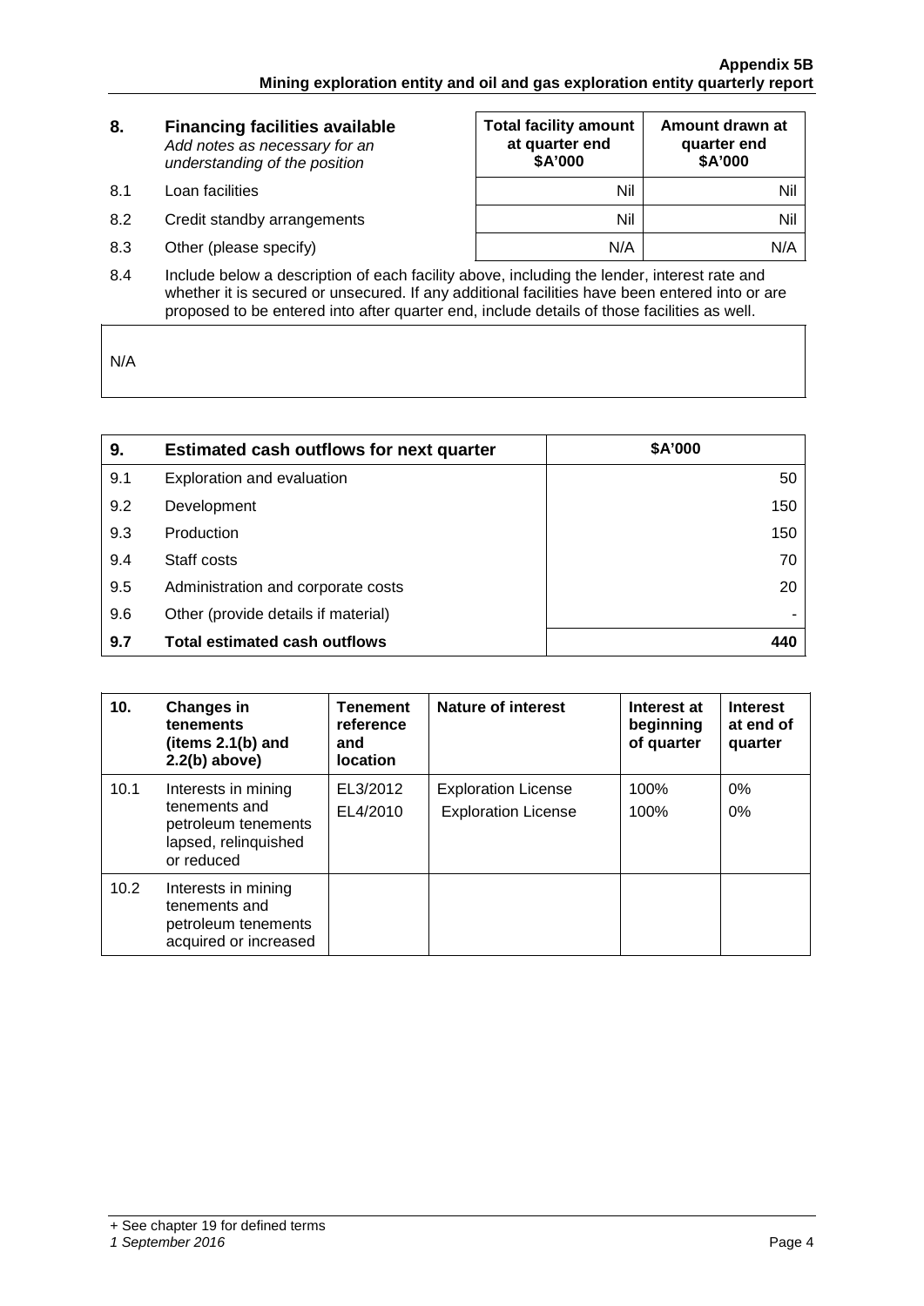| 8. | Financing facilities available<br>*Add notes as necessary for an understanding of the position* | Total facility amount at quarter end<br>$A'000 | Amount drawn at quarter end<br>$A'000 |
|---|---|---|---|
| 8.1 | Loan facilities | Nil | Nil |
| 8.2 | Credit standby arrangements | Nil | Nil |
| 8.3 | Other (please specify) | N/A | N/A |

8.4 Include below a description of each facility above, including the lender, interest rate and whether it is secured or unsecured. If any additional facilities have been entered into or are proposed to be entered into after quarter end, include details of those facilities as well.

N/A

| 9. | Estimated cash outflows for next quarter | $A'000 |
|---|---|---|
| 9.1 | Exploration and evaluation | 50 |
| 9.2 | Development | 150 |
| 9.3 | Production | 150 |
| 9.4 | Staff costs | 70 |
| 9.5 | Administration and corporate costs | 20 |
| 9.6 | Other (provide details if material) | - |
| **9.7** | **Total estimated cash outflows** | **440** |

| 10. | Changes in tenements (items 2.1(b) and 2.2(b) above) | Tenement reference and location | Nature of interest | Interest at beginning of quarter | Interest at end of quarter |
|---|---|---|---|---|---|
| 10.1 | Interests in mining tenements and petroleum tenements lapsed, relinquished or reduced | EL3/2012<br>EL4/2010 | Exploration License<br>Exploration License | 100%<br>100% | 0%<br>0% |
| 10.2 | Interests in mining tenements and petroleum tenements acquired or increased | | | | |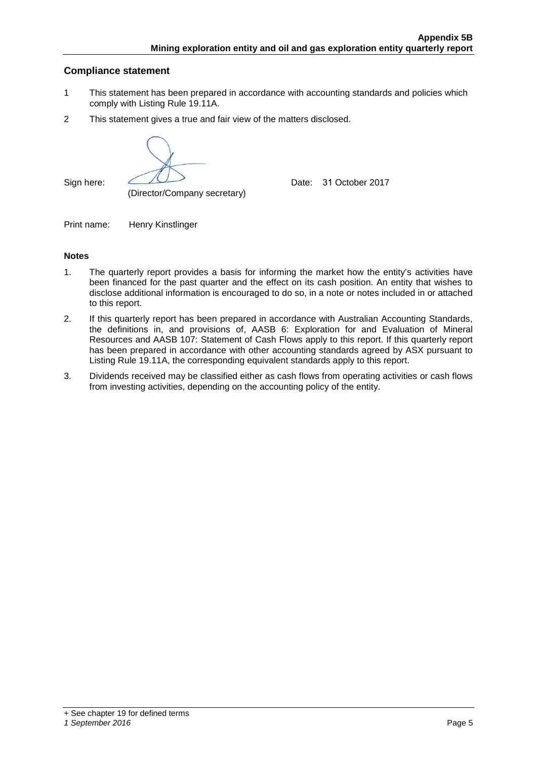## Compliance statement

1 This statement has been prepared in accordance with accounting standards and policies which comply with Listing Rule 19.11A.

2 This statement gives a true and fair view of the matters disclosed.

Sign here: (Director/Company secretary) Date: 31 October 2017

Print name: Henry Kinstlinger

### Notes

1. The quarterly report provides a basis for informing the market how the entity's activities have been financed for the past quarter and the effect on its cash position. An entity that wishes to disclose additional information is encouraged to do so, in a note or notes included in or attached to this report.
2. If this quarterly report has been prepared in accordance with Australian Accounting Standards, the definitions in, and provisions of, AASB 6: Exploration for and Evaluation of Mineral Resources and AASB 107: Statement of Cash Flows apply to this report. If this quarterly report has been prepared in accordance with other accounting standards agreed by ASX pursuant to Listing Rule 19.11A, the corresponding equivalent standards apply to this report.
3. Dividends received may be classified either as cash flows from operating activities or cash flows from investing activities, depending on the accounting policy of the entity.